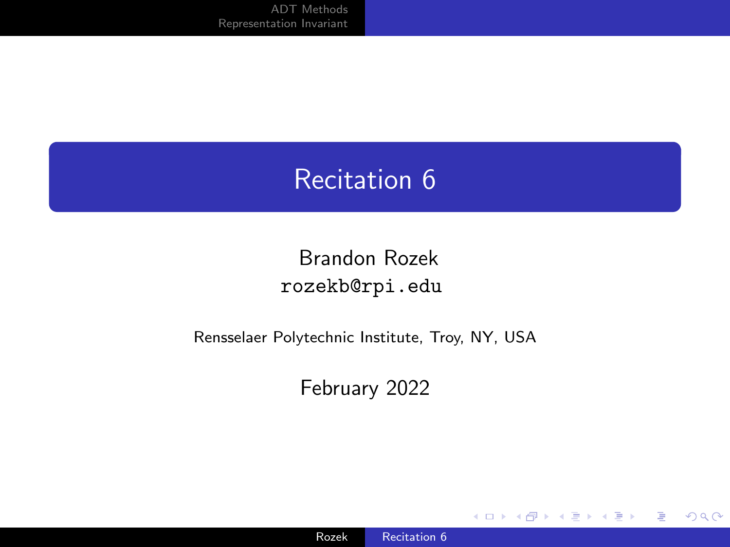# Recitation 6

Brandon Rozek
`rozekb@rpi.edu`

Rensselaer Polytechnic Institute, Troy, NY, USA

February 2022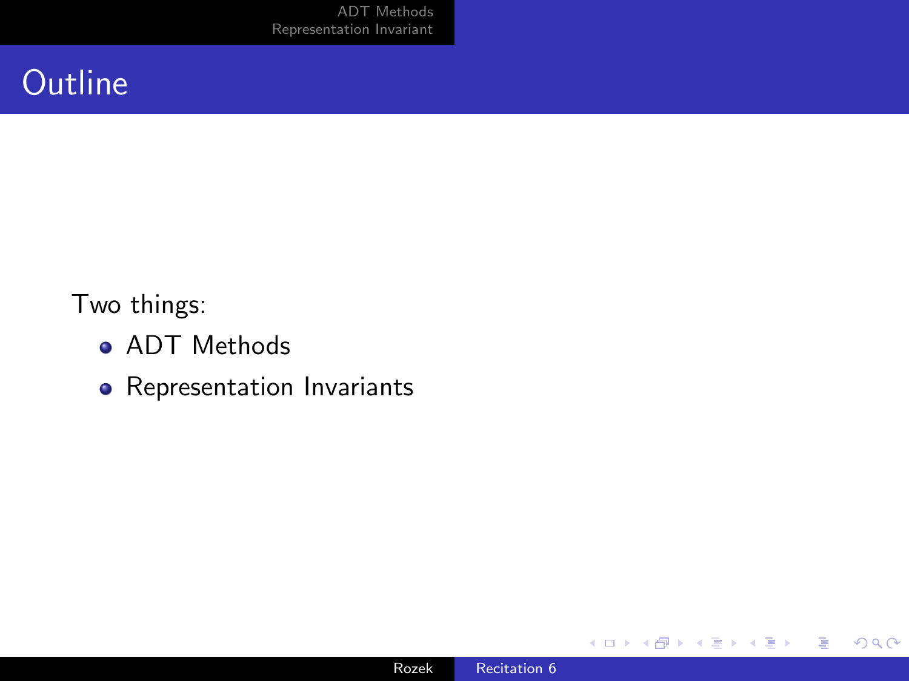# Outline

Two things:

- ADT Methods
- Representation Invariants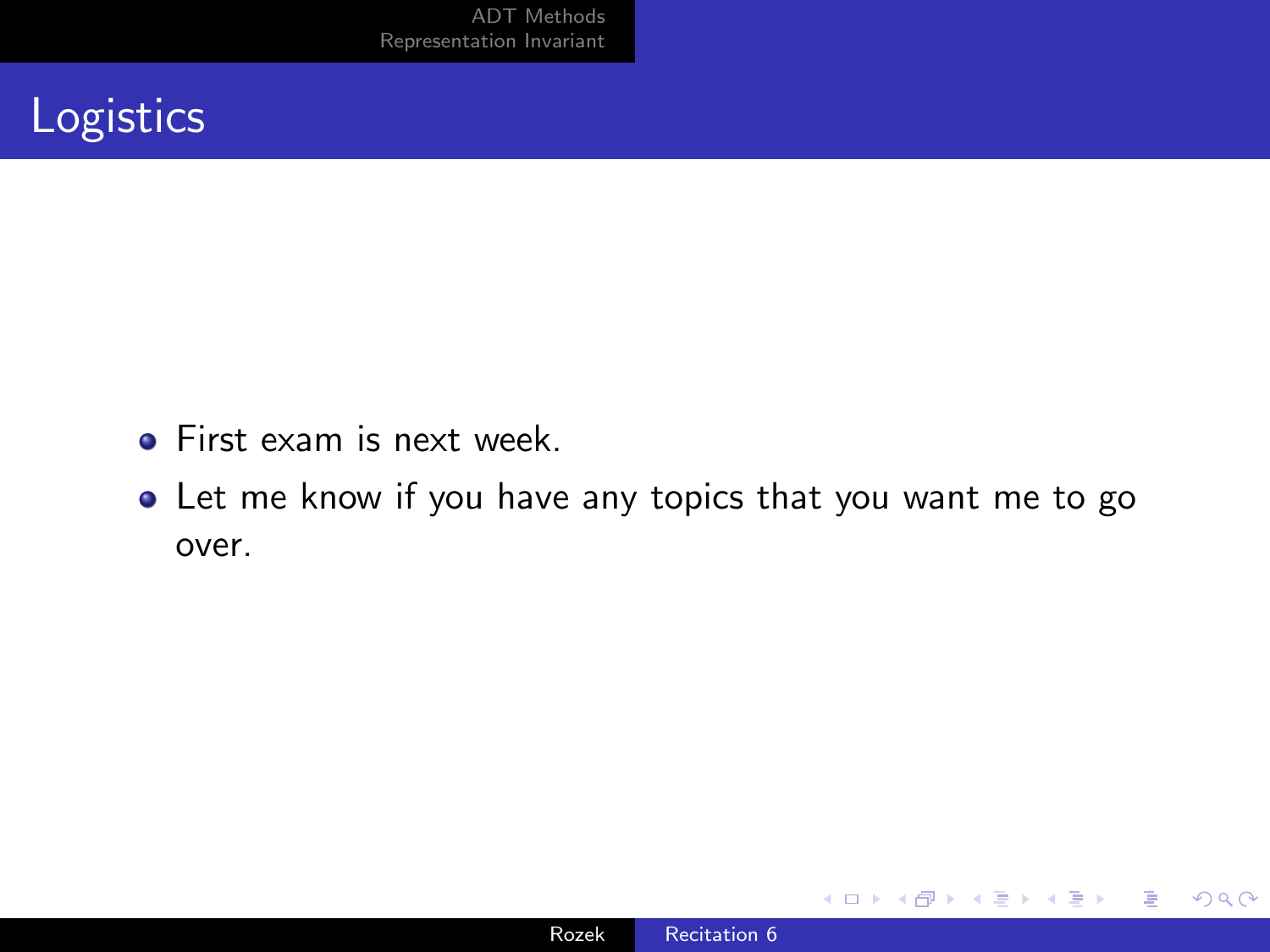# Logistics

- First exam is next week.
- Let me know if you have any topics that you want me to go over.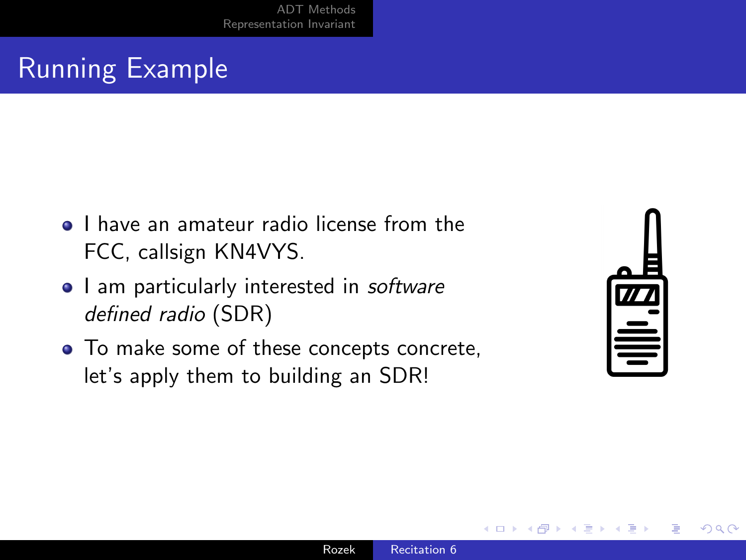# Running Example

- I have an amateur radio license from the FCC, callsign KN4VYS.
- I am particularly interested in *software defined radio* (SDR)
- To make some of these concepts concrete, let's apply them to building an SDR!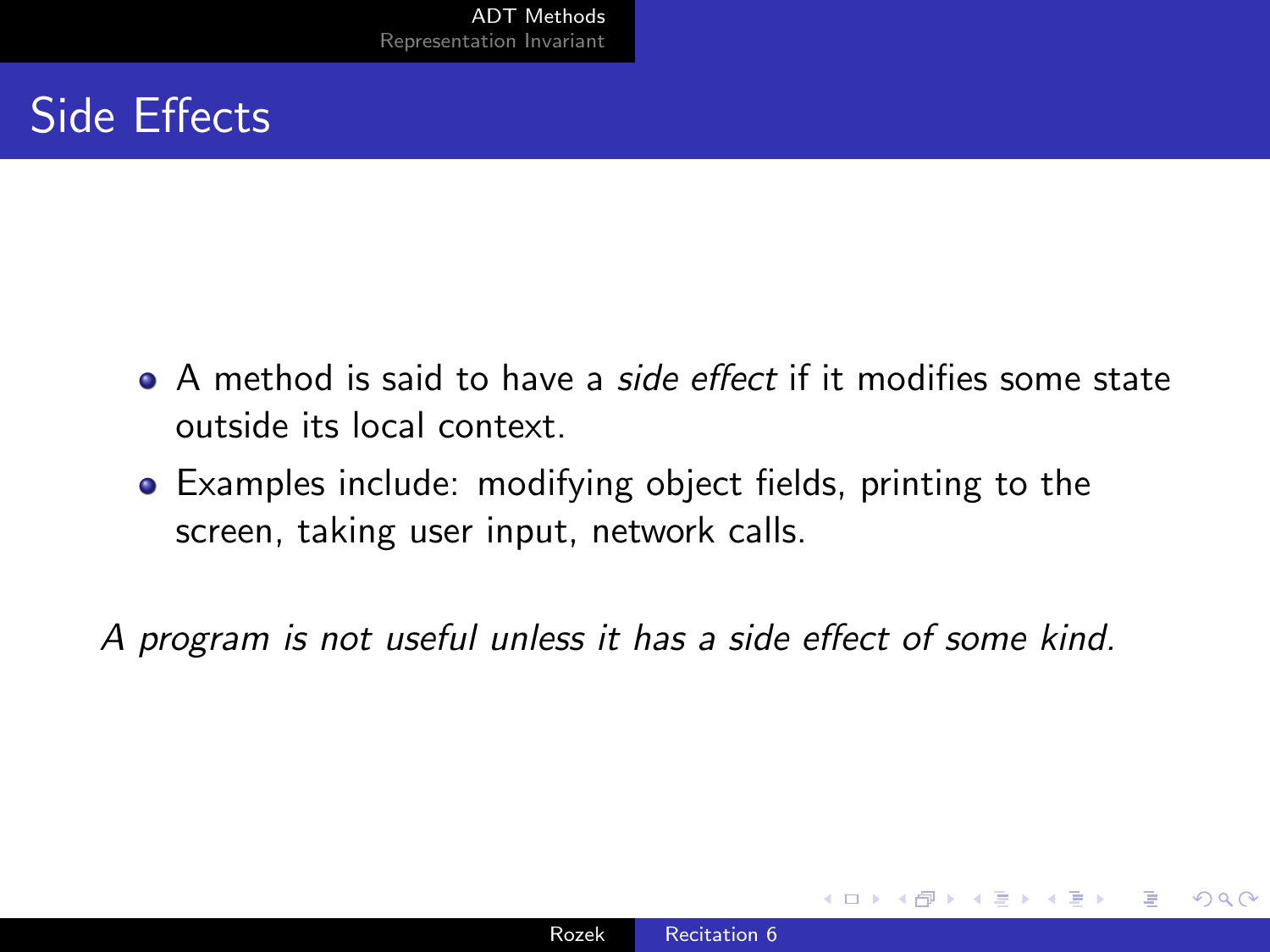# Side Effects

- A method is said to have a *side effect* if it modifies some state outside its local context.
- Examples include: modifying object fields, printing to the screen, taking user input, network calls.

*A program is not useful unless it has a side effect of some kind.*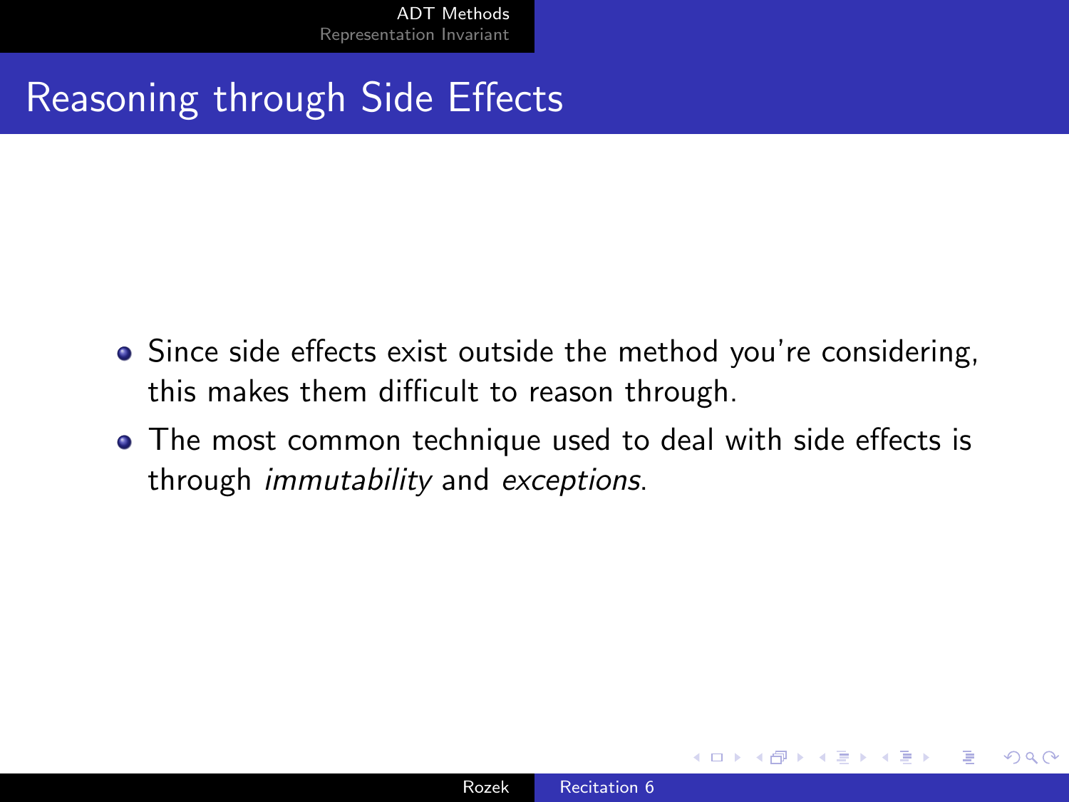## Reasoning through Side Effects

- Since side effects exist outside the method you're considering, this makes them difficult to reason through.
- The most common technique used to deal with side effects is through *immutability* and *exceptions*.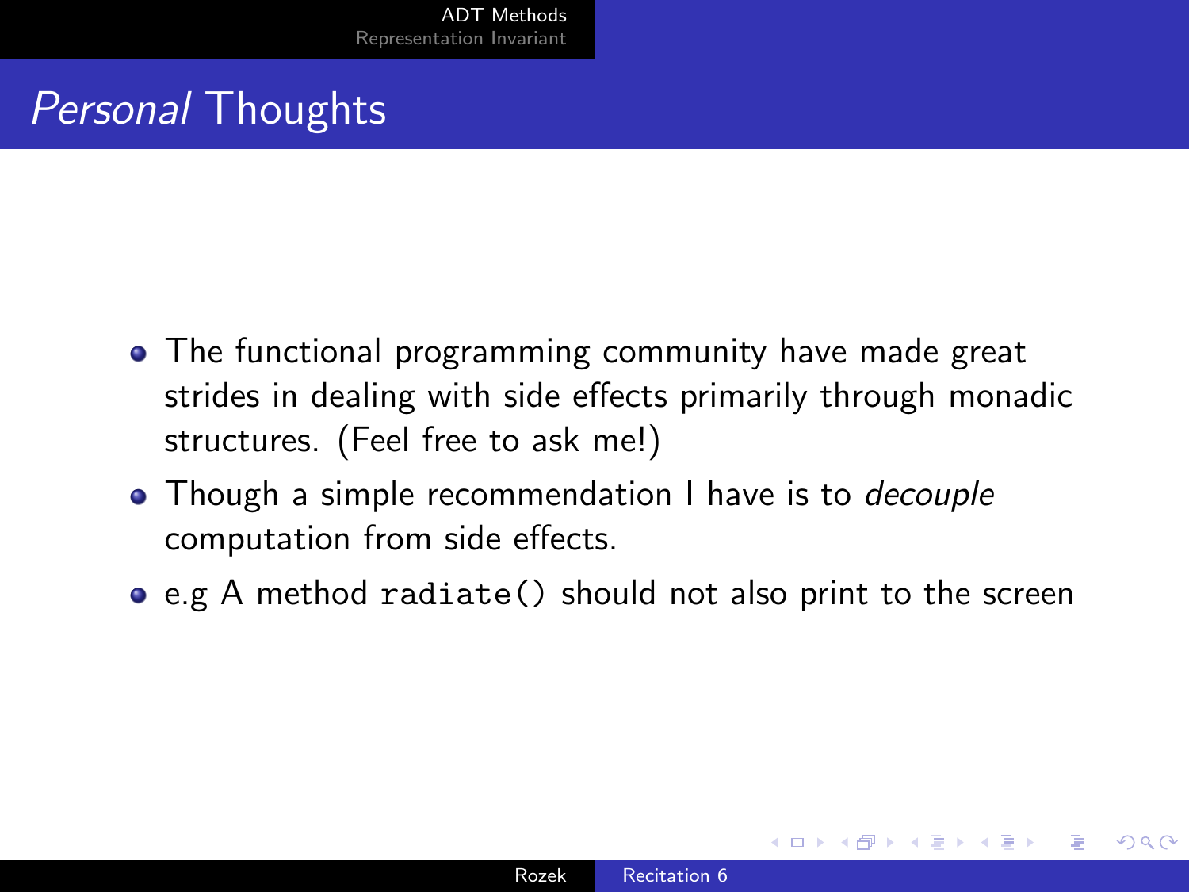# *Personal* Thoughts

- The functional programming community have made great strides in dealing with side effects primarily through monadic structures. (Feel free to ask me!)
- Though a simple recommendation I have is to *decouple* computation from side effects.
- e.g A method `radiate()` should not also print to the screen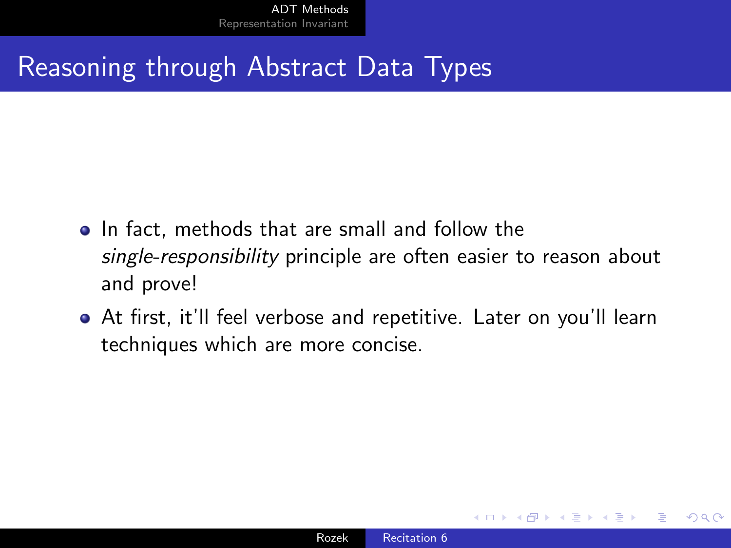# Reasoning through Abstract Data Types

- In fact, methods that are small and follow the *single-responsibility* principle are often easier to reason about and prove!
- At first, it'll feel verbose and repetitive. Later on you'll learn techniques which are more concise.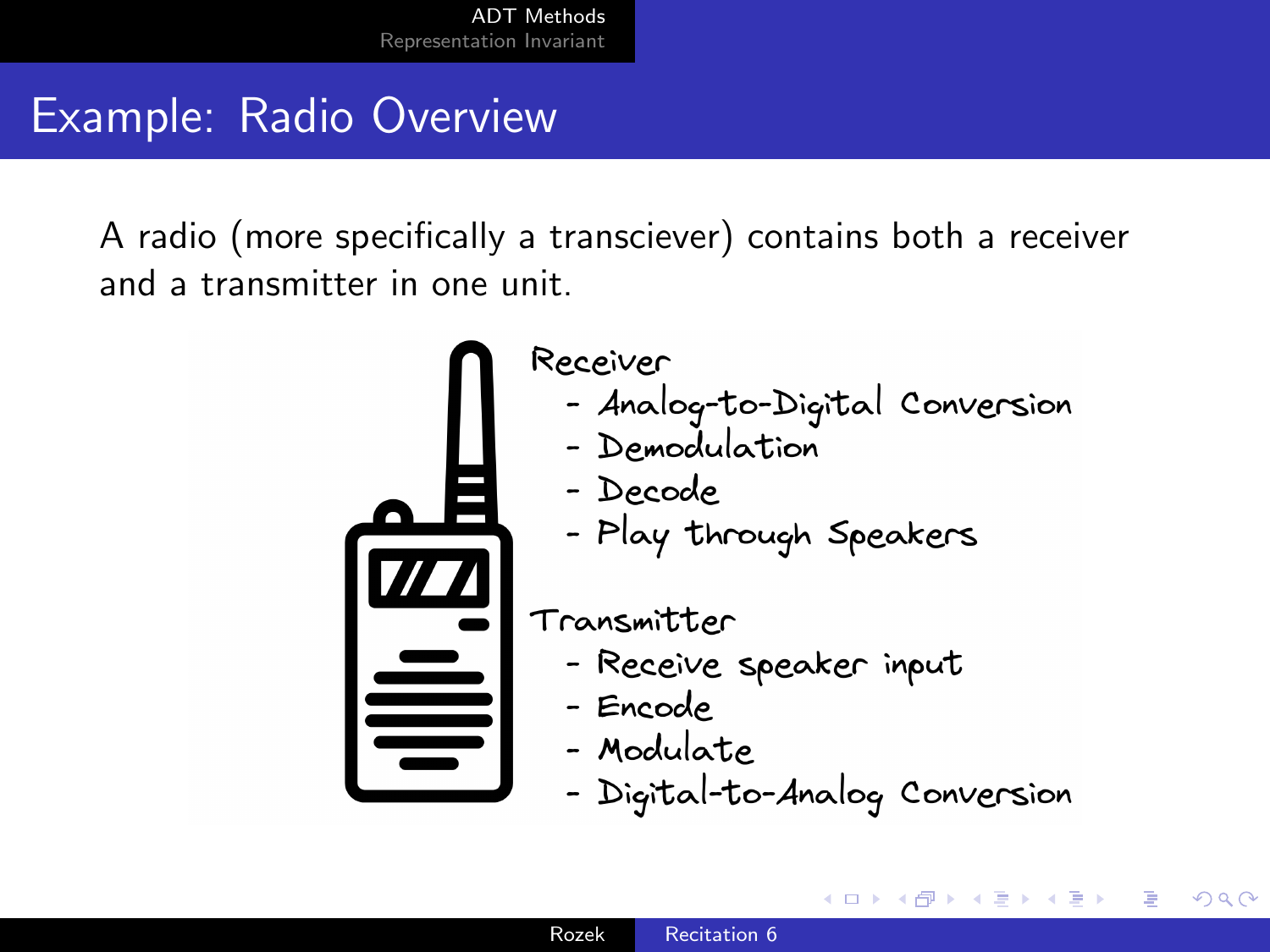# Example: Radio Overview

A radio (more specifically a transciever) contains both a receiver and a transmitter in one unit.

Receiver

- Analog-to-Digital Conversion
- Demodulation
- Decode
- Play through Speakers

Transmitter

- Receive speaker input
- Encode
- Modulate
- Digital-to-Analog Conversion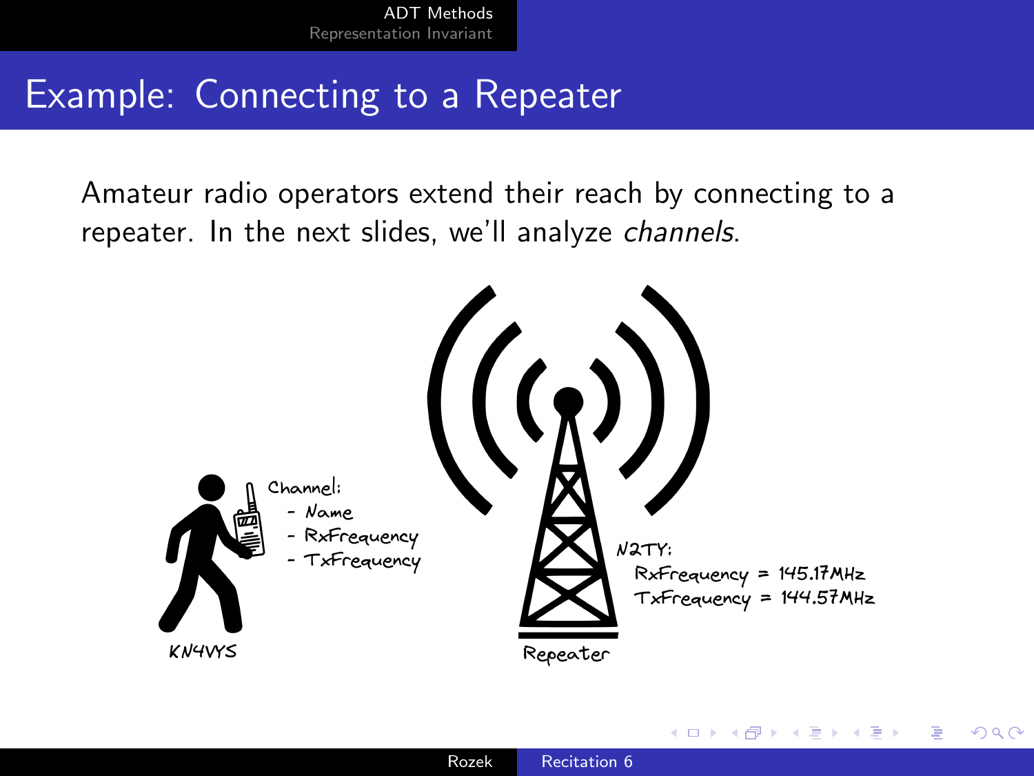# Example: Connecting to a Repeater

Amateur radio operators extend their reach by connecting to a repeater. In the next slides, we'll analyze *channels*.

Channel:
- Name
- RxFrequency
- TxFrequency

KN4VYS

N2TY:
RxFrequency = 145.17MHz
TxFrequency = 144.57MHz

Repeater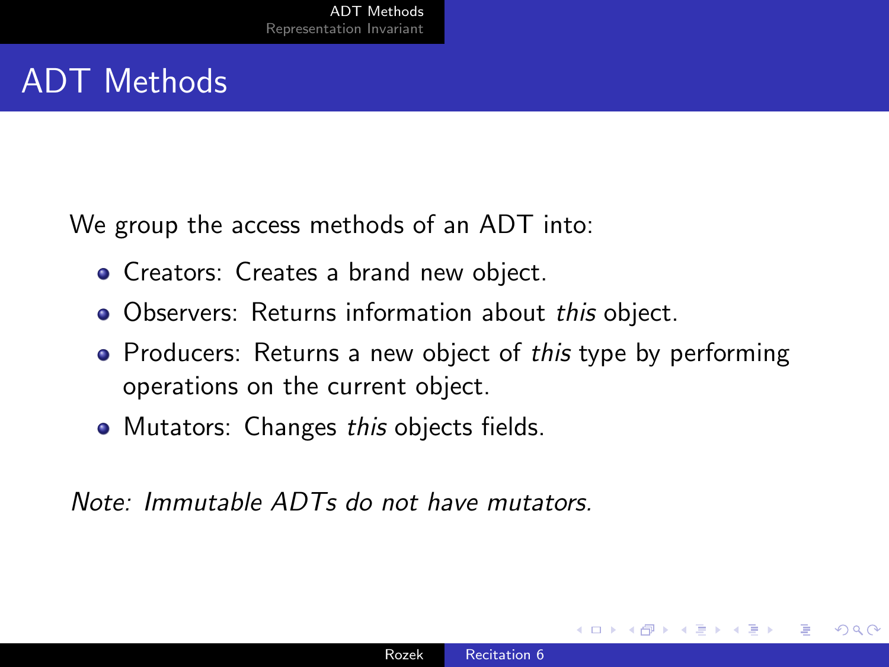# ADT Methods

We group the access methods of an ADT into:

- Creators: Creates a brand new object.
- Observers: Returns information about *this* object.
- Producers: Returns a new object of *this* type by performing operations on the current object.
- Mutators: Changes *this* objects fields.

*Note: Immutable ADTs do not have mutators.*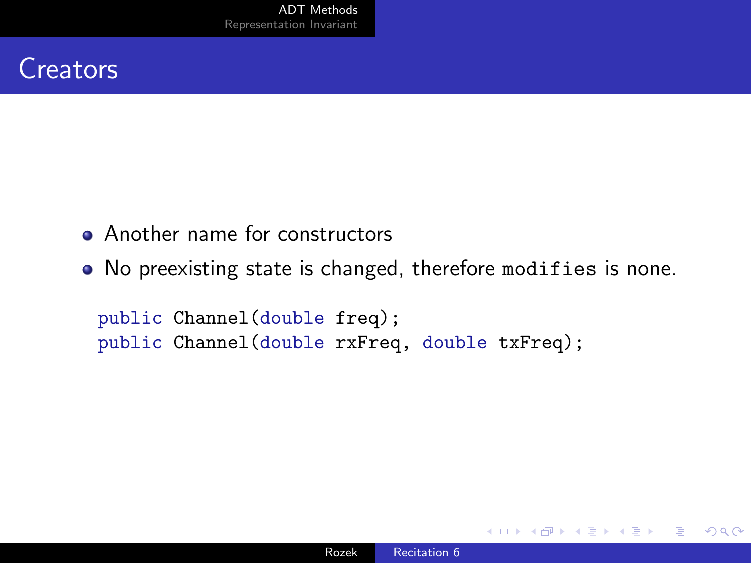# Creators

- Another name for constructors
- No preexisting state is changed, therefore `modifies` is none.

```
public Channel(double freq);
public Channel(double rxFreq, double txFreq);
```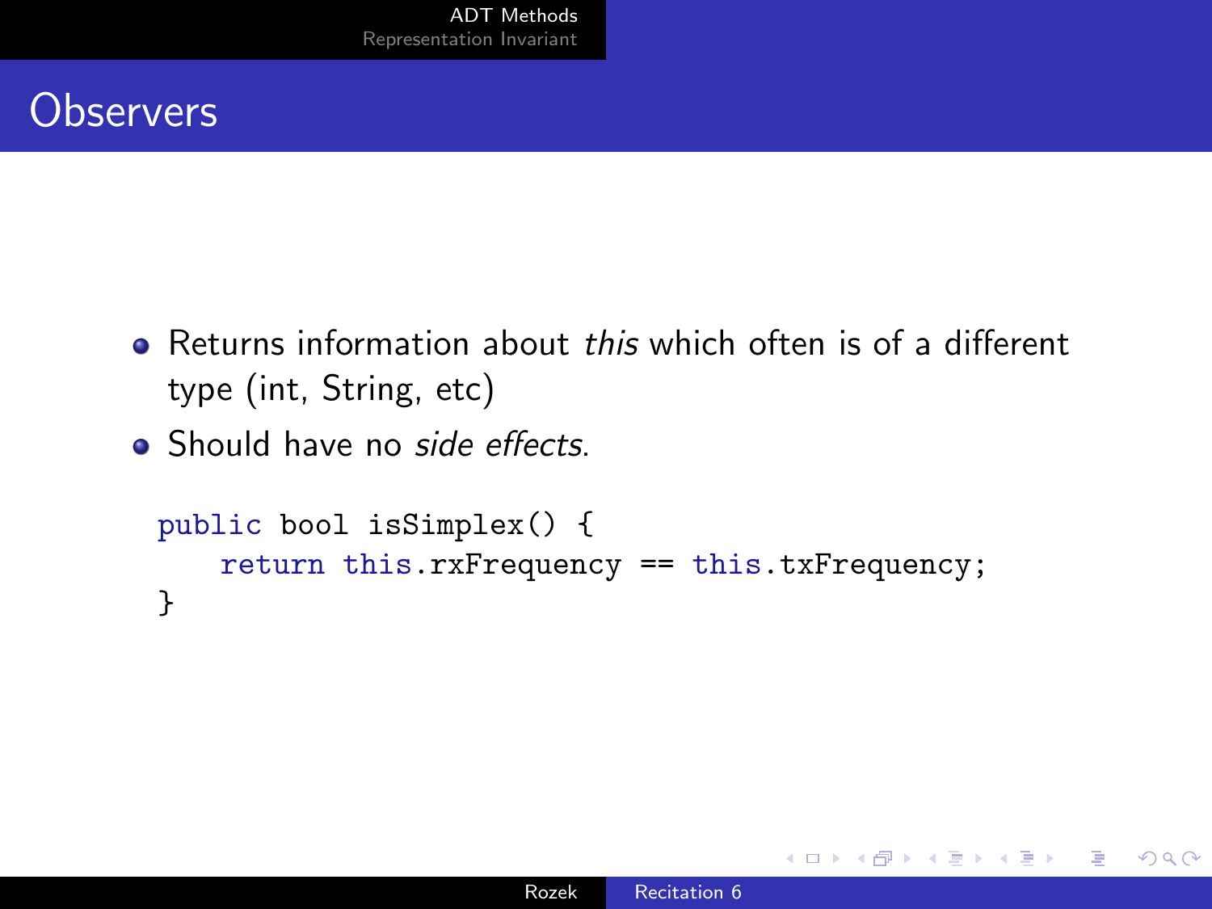# Observers

- Returns information about *this* which often is of a different type (int, String, etc)
- Should have no *side effects*.

```
public bool isSimplex() {
    return this.rxFrequency == this.txFrequency;
}
```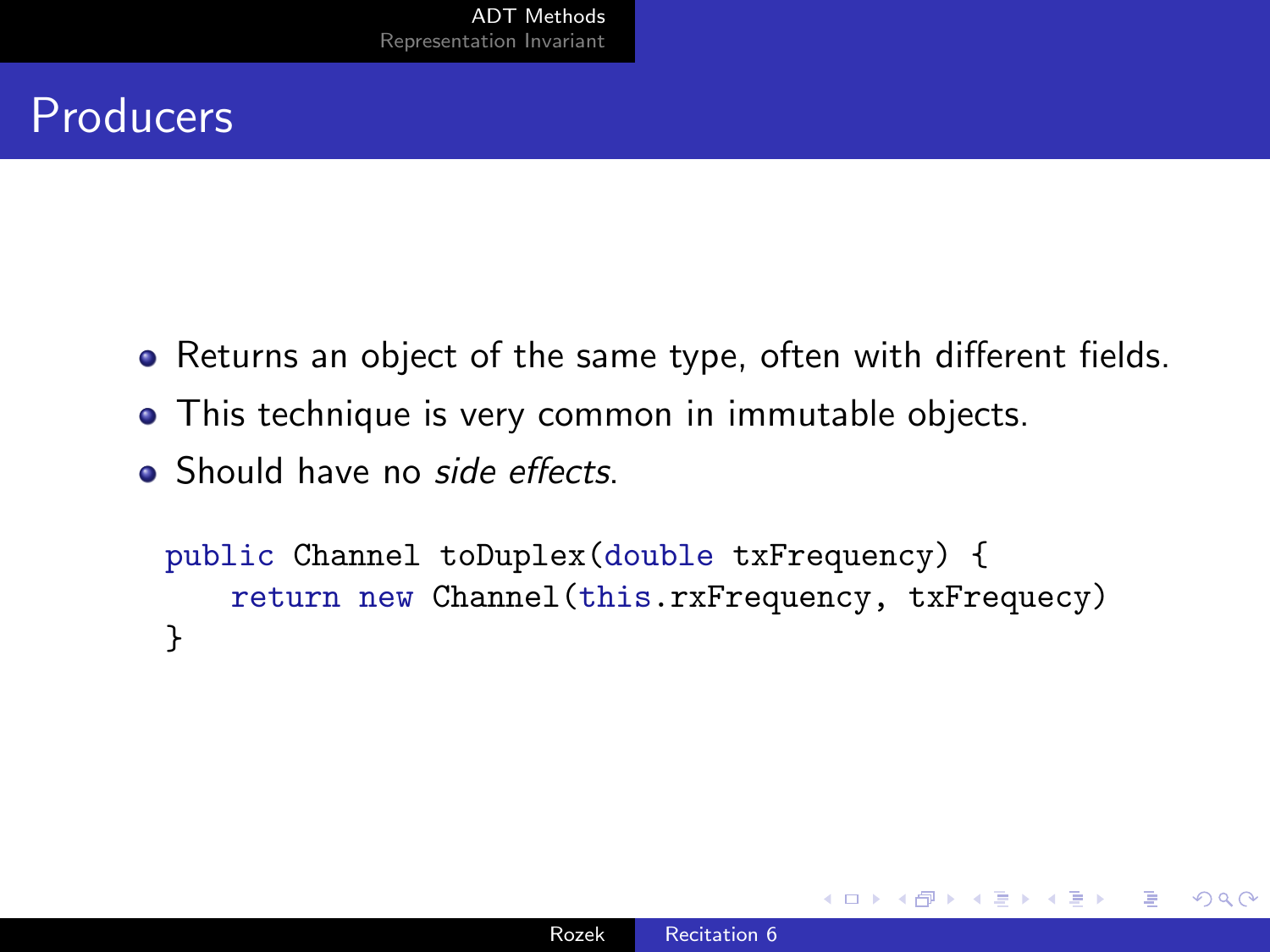# Producers

- Returns an object of the same type, often with different fields.
- This technique is very common in immutable objects.
- Should have no *side effects*.

```
public Channel toDuplex(double txFrequency) {
    return new Channel(this.rxFrequency, txFrequecy)
}
```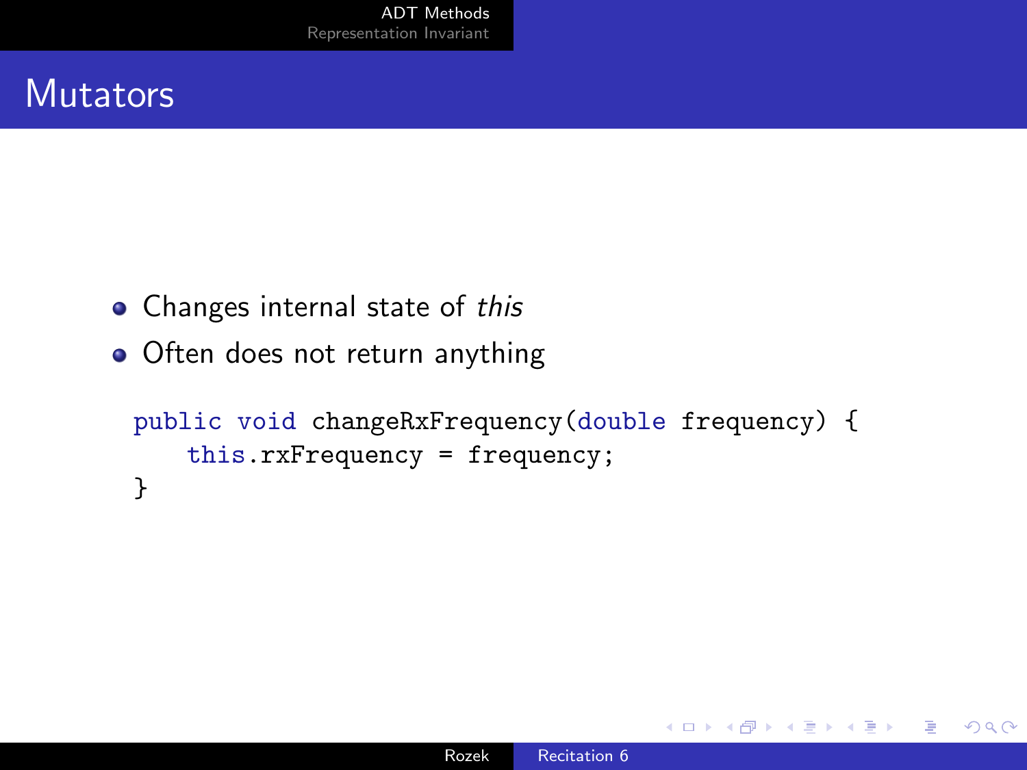# Mutators

- Changes internal state of *this*
- Often does not return anything

```
public void changeRxFrequency(double frequency) {
    this.rxFrequency = frequency;
}
```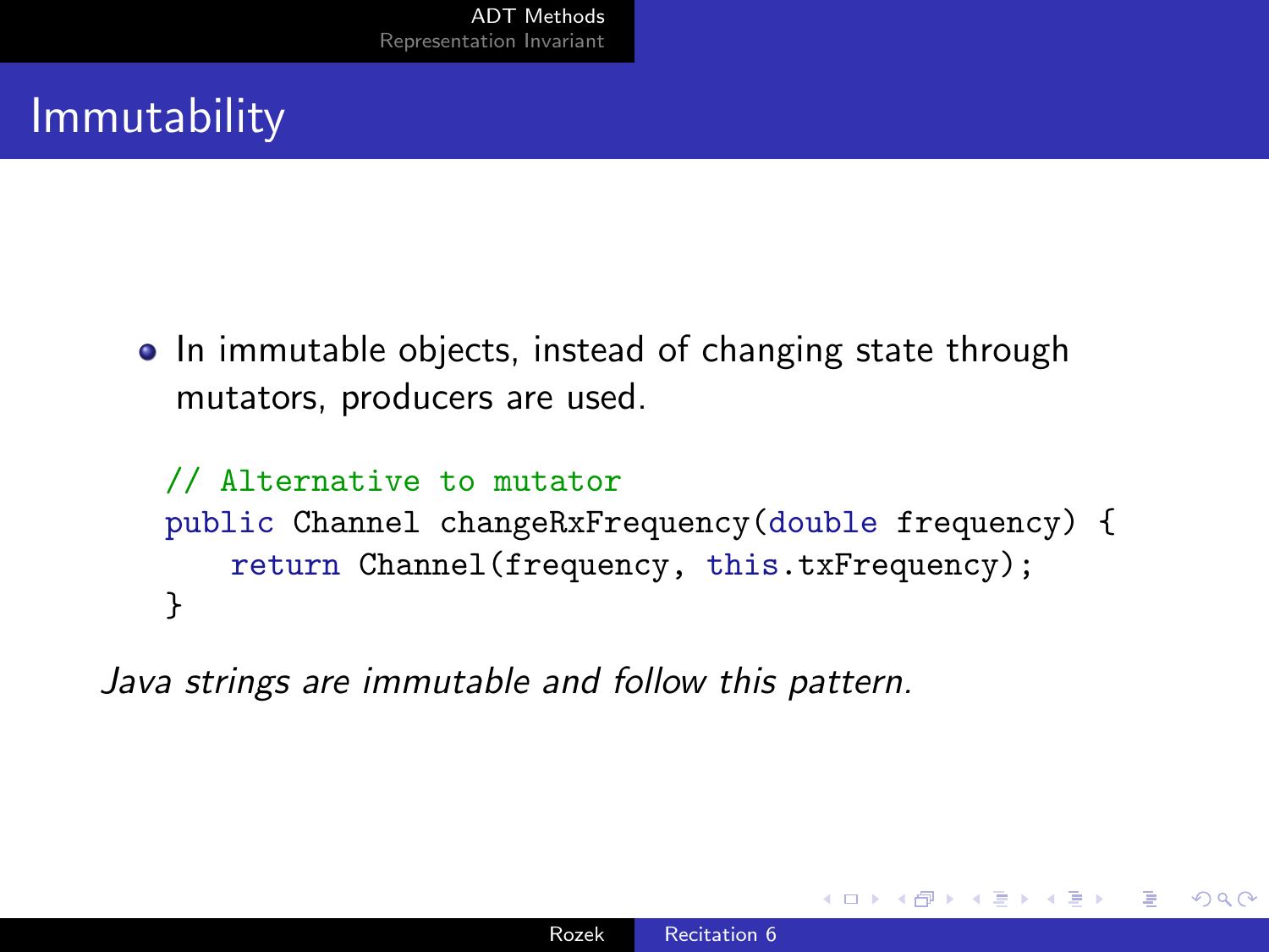# Immutability

- In immutable objects, instead of changing state through mutators, producers are used.

```
// Alternative to mutator
public Channel changeRxFrequency(double frequency) {
    return Channel(frequency, this.txFrequency);
}
```

*Java strings are immutable and follow this pattern.*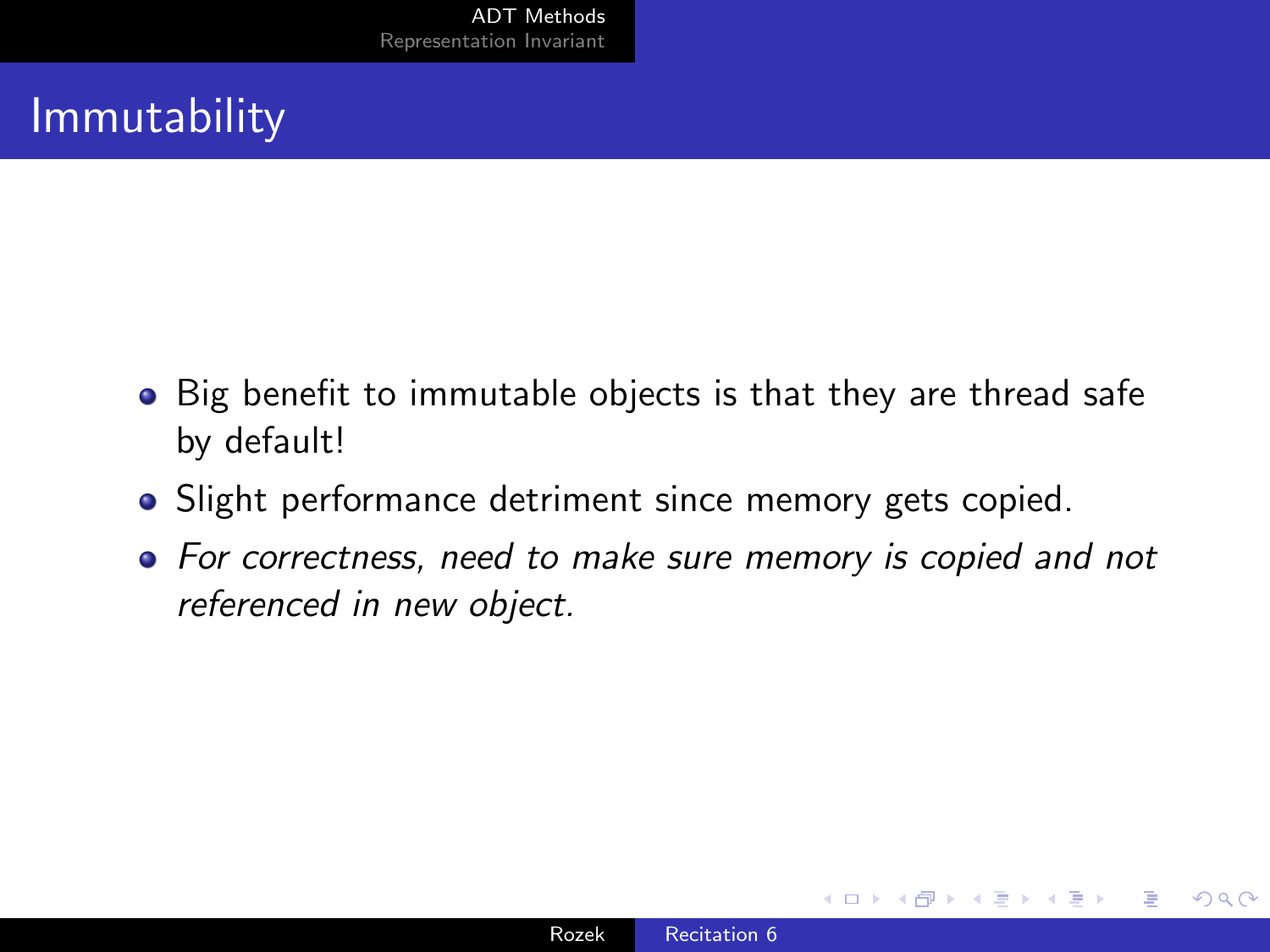# Immutability

- Big benefit to immutable objects is that they are thread safe by default!
- Slight performance detriment since memory gets copied.
- *For correctness, need to make sure memory is copied and not referenced in new object.*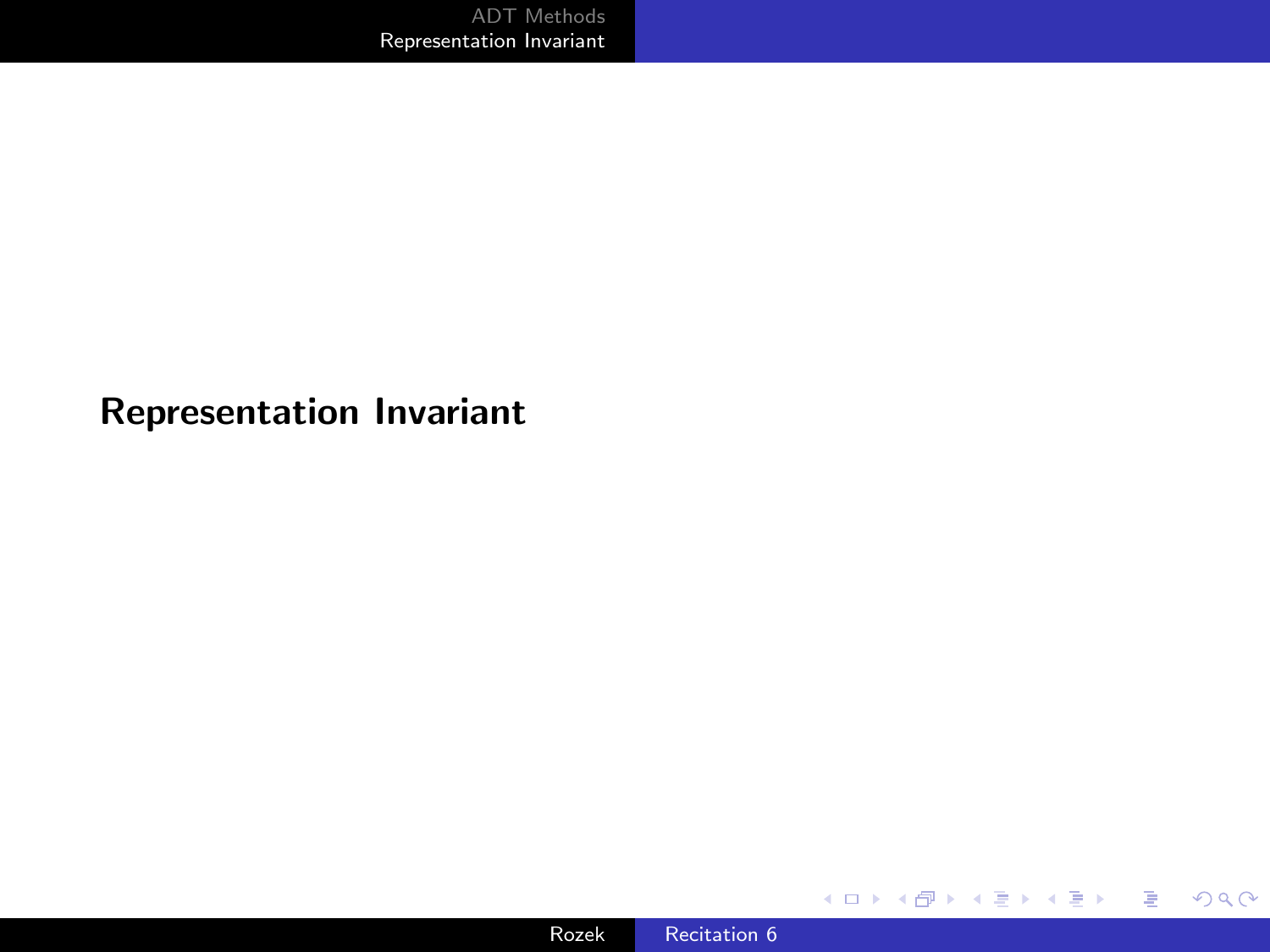# Representation Invariant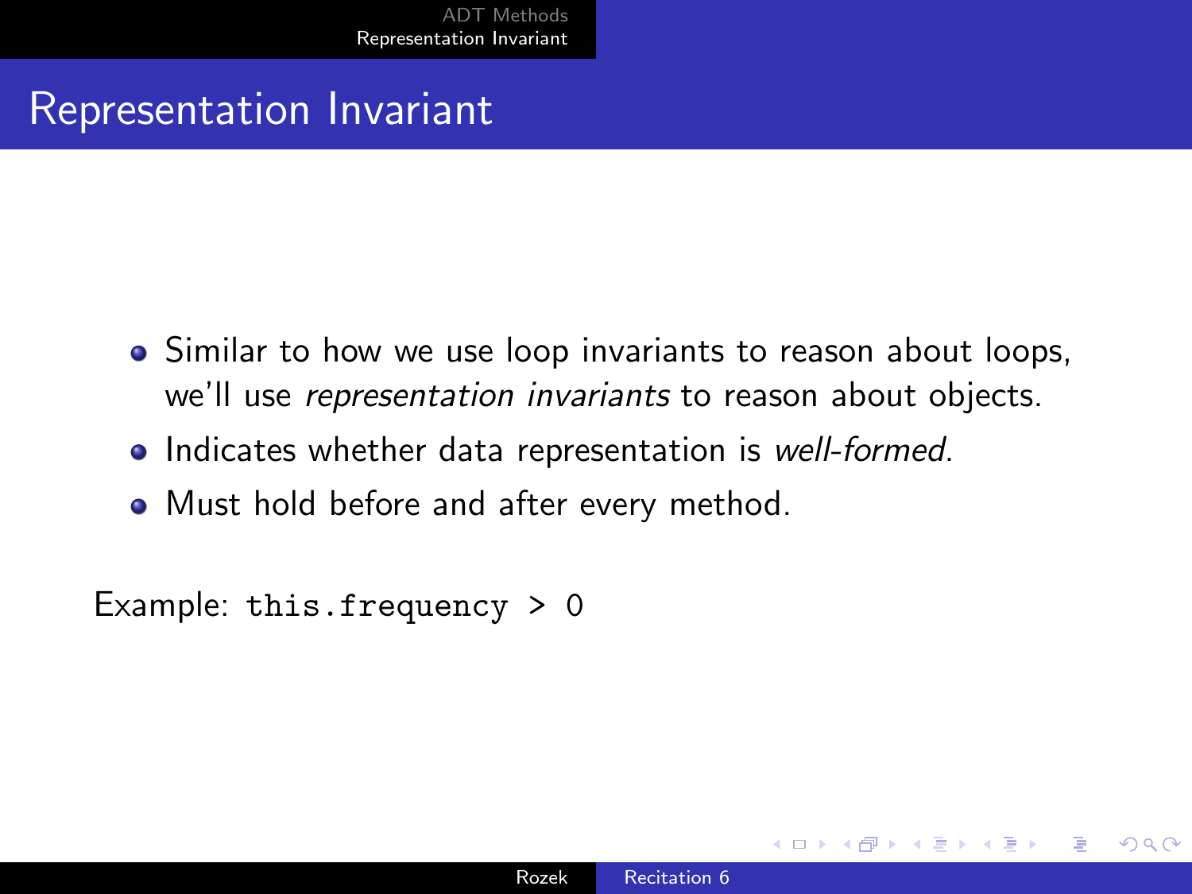# Representation Invariant

- Similar to how we use loop invariants to reason about loops, we'll use *representation invariants* to reason about objects.
- Indicates whether data representation is *well-formed*.
- Must hold before and after every method.

Example: `this.frequency > 0`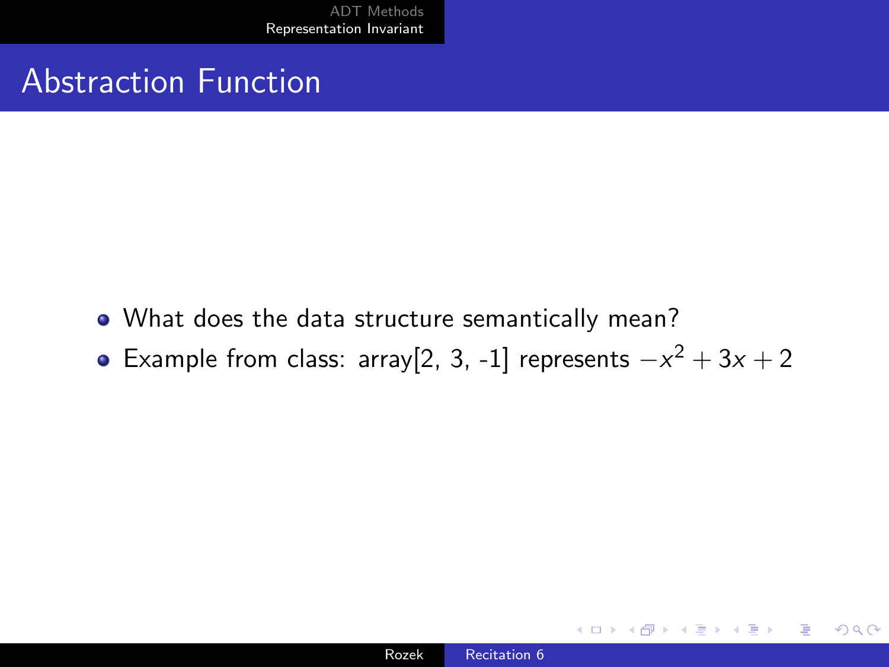# Abstraction Function

- What does the data structure semantically mean?
- Example from class: array[2, 3, -1] represents $-x^2 + 3x + 2$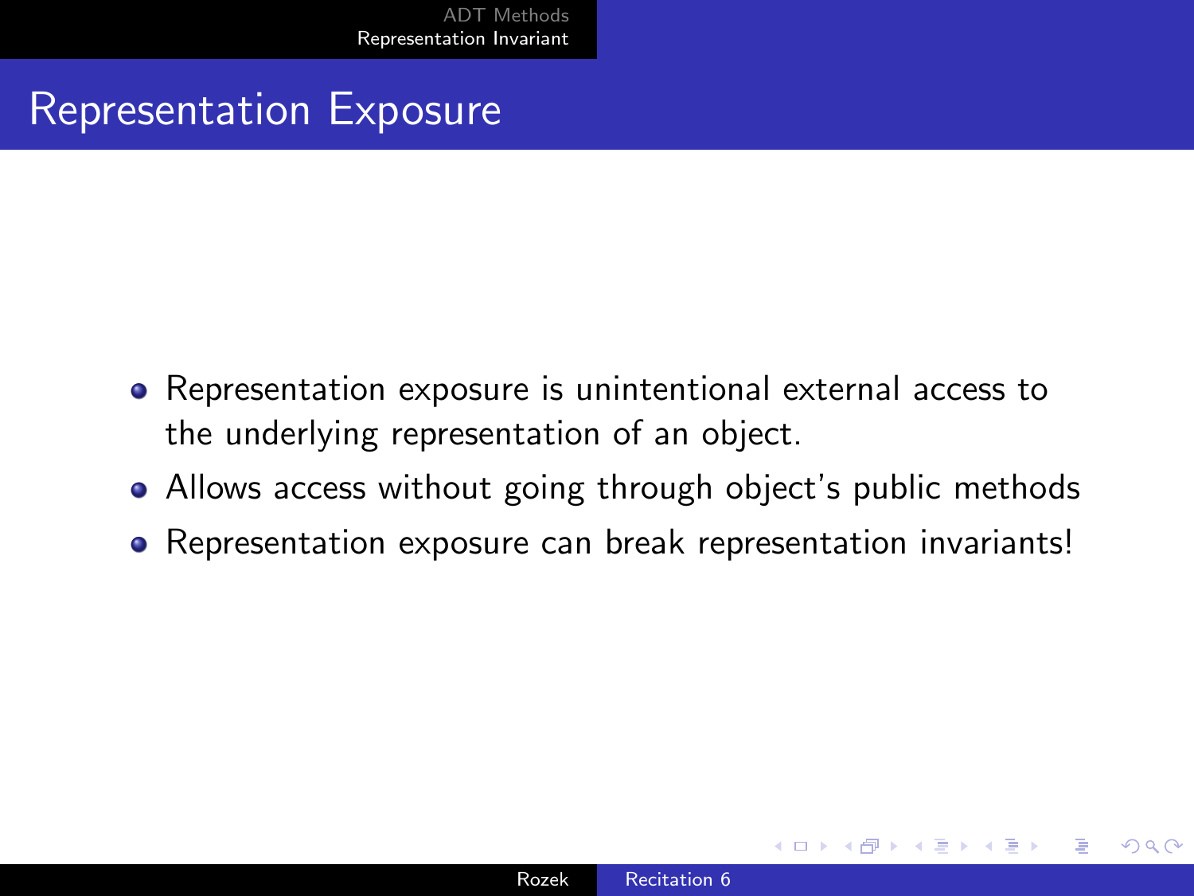# Representation Exposure

- Representation exposure is unintentional external access to the underlying representation of an object.
- Allows access without going through object's public methods
- Representation exposure can break representation invariants!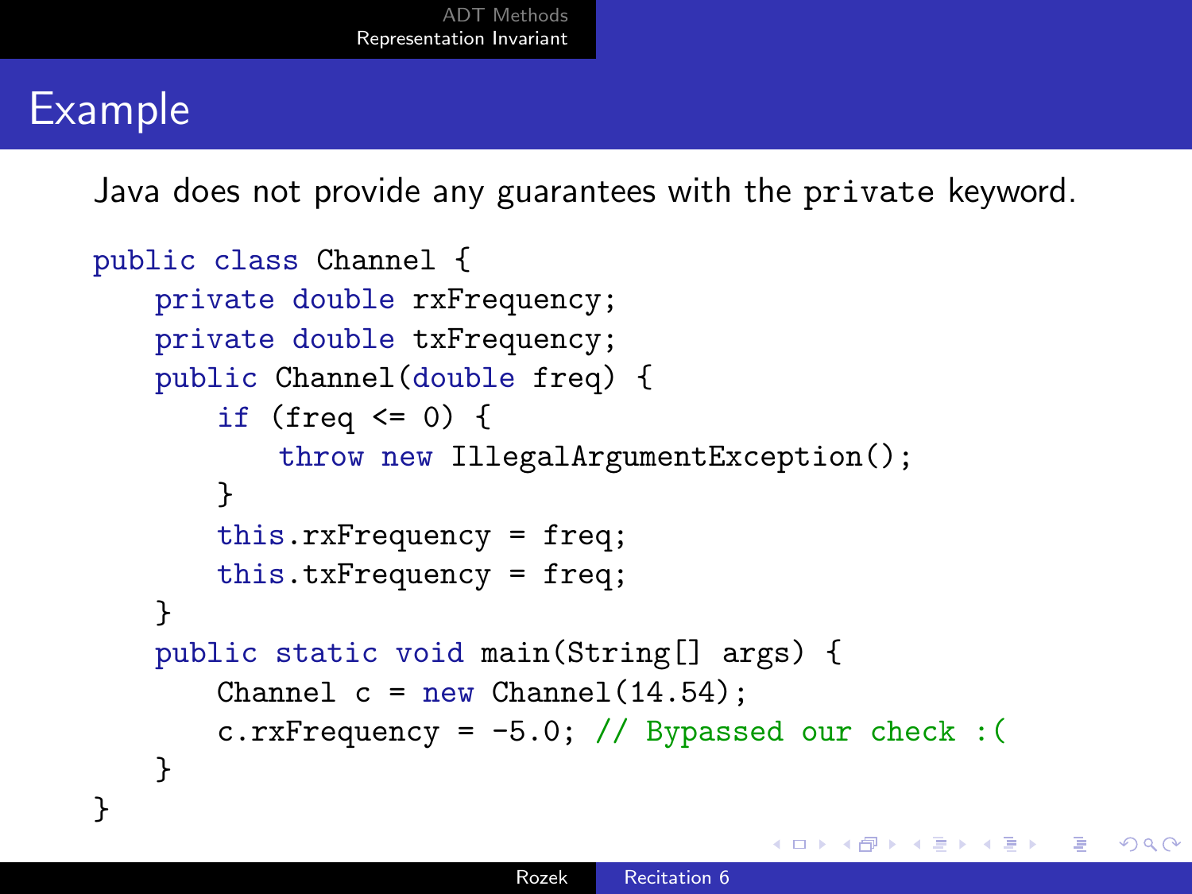# Example

Java does not provide any guarantees with the `private` keyword.

```
public class Channel {
    private double rxFrequency;
    private double txFrequency;
    public Channel(double freq) {
        if (freq <= 0) {
            throw new IllegalArgumentException();
        }
        this.rxFrequency = freq;
        this.txFrequency = freq;
    }
    public static void main(String[] args) {
        Channel c = new Channel(14.54);
        c.rxFrequency = -5.0; // Bypassed our check :(
    }
}
```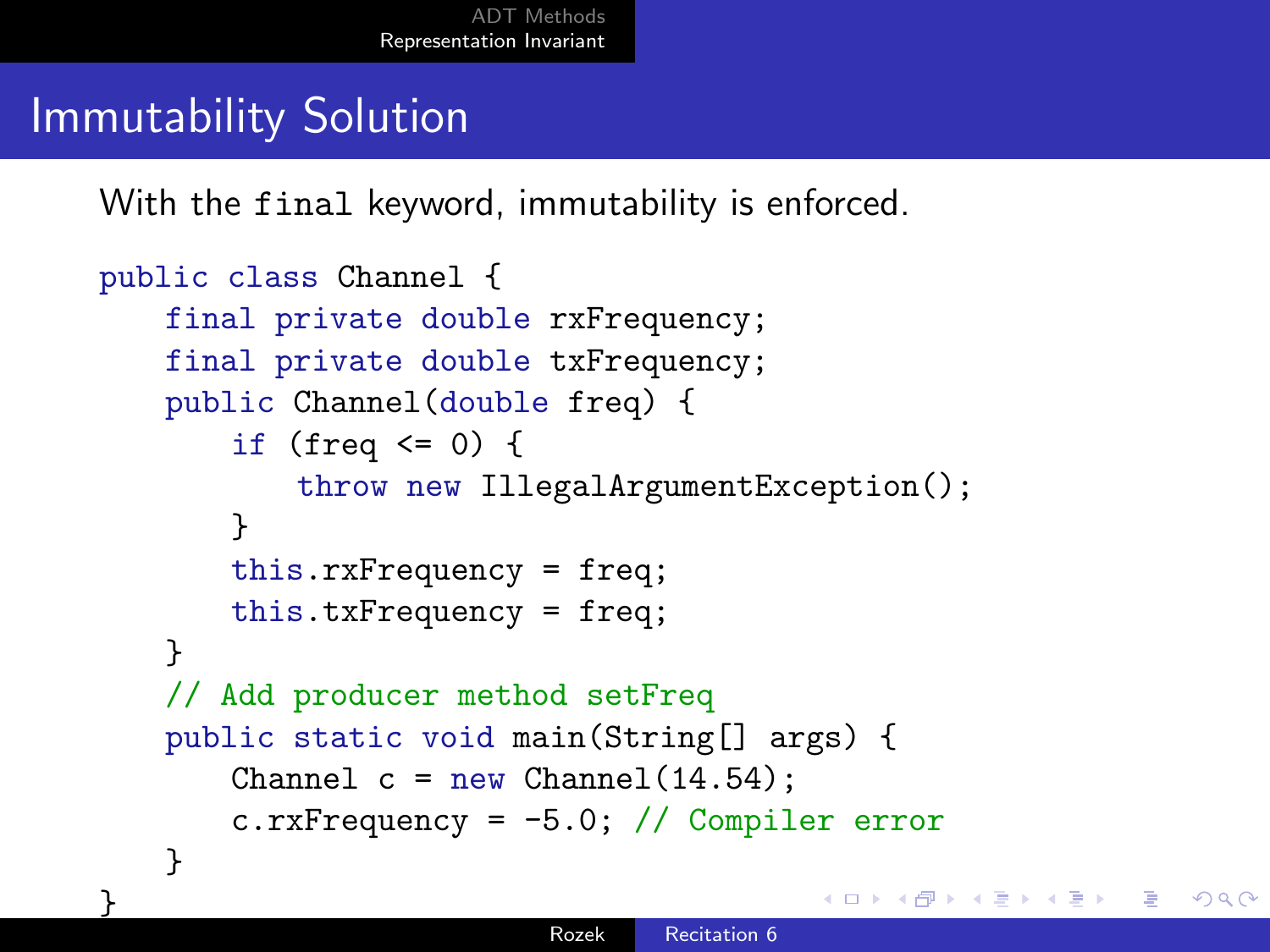# Immutability Solution

With the final keyword, immutability is enforced.

```
public class Channel {
    final private double rxFrequency;
    final private double txFrequency;
    public Channel(double freq) {
        if (freq <= 0) {
            throw new IllegalArgumentException();
        }
        this.rxFrequency = freq;
        this.txFrequency = freq;
    }
    // Add producer method setFreq
    public static void main(String[] args) {
        Channel c = new Channel(14.54);
        c.rxFrequency = -5.0; // Compiler error
    }
}
```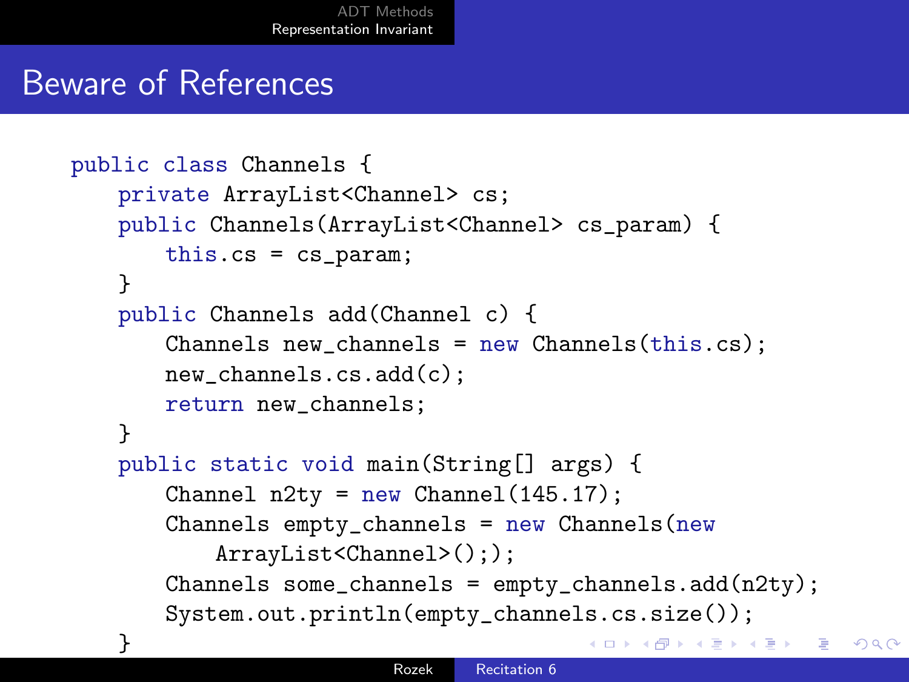# Beware of References

```
public class Channels {
    private ArrayList<Channel> cs;
    public Channels(ArrayList<Channel> cs_param) {
        this.cs = cs_param;
    }
    public Channels add(Channel c) {
        Channels new_channels = new Channels(this.cs);
        new_channels.cs.add(c);
        return new_channels;
    }
    public static void main(String[] args) {
        Channel n2ty = new Channel(145.17);
        Channels empty_channels = new Channels(new
            ArrayList<Channel>(););
        Channels some_channels = empty_channels.add(n2ty);
        System.out.println(empty_channels.cs.size());
    }
```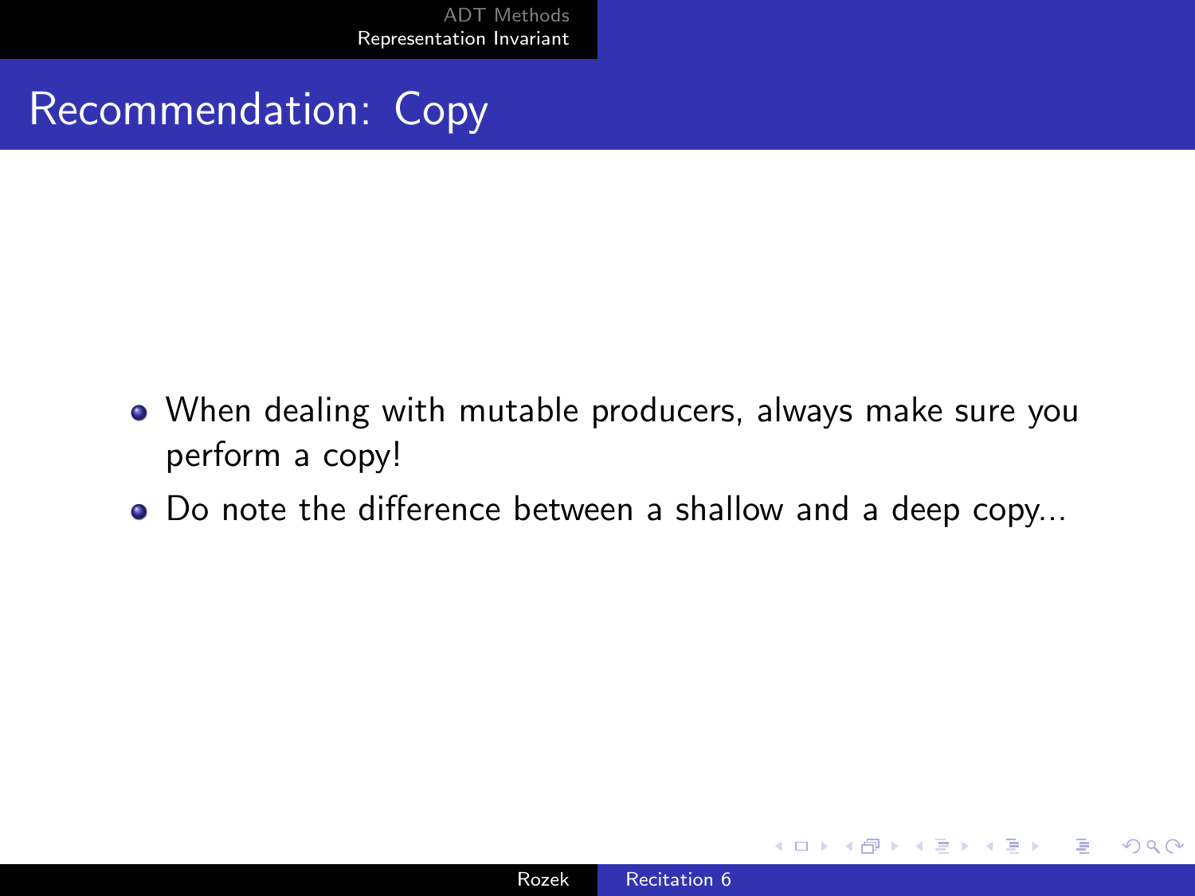# Recommendation: Copy

- When dealing with mutable producers, always make sure you perform a copy!
- Do note the difference between a shallow and a deep copy...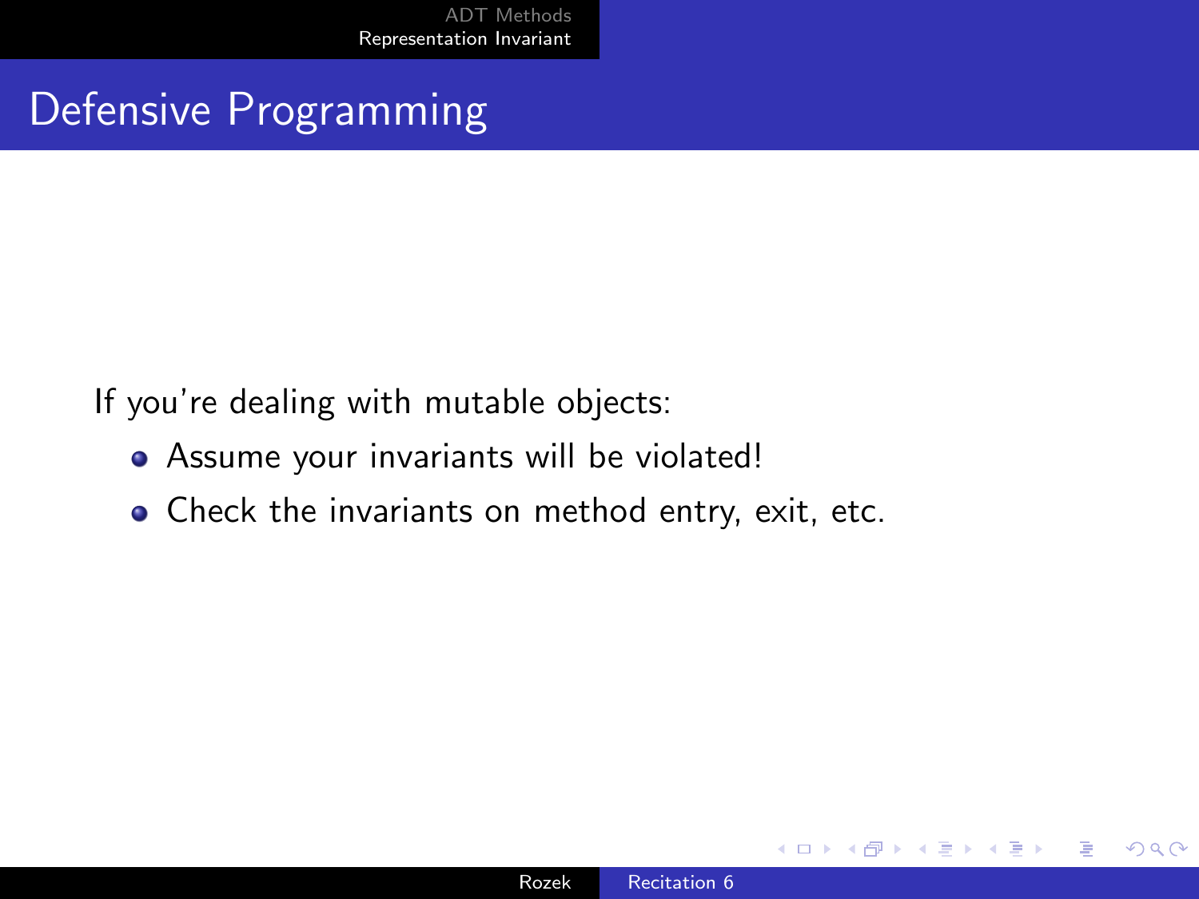# Defensive Programming

If you're dealing with mutable objects:

- Assume your invariants will be violated!
- Check the invariants on method entry, exit, etc.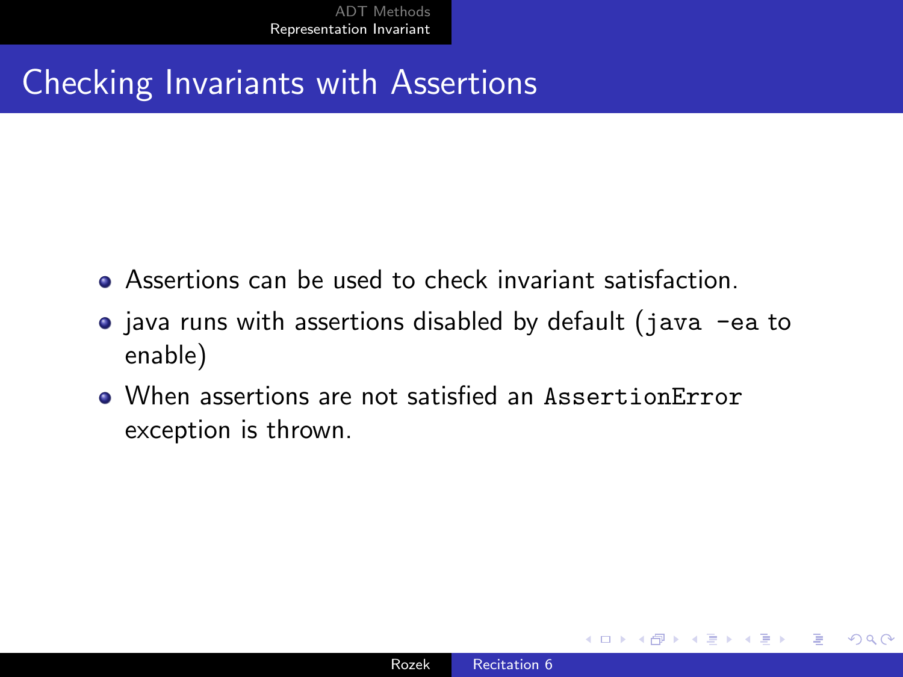# Checking Invariants with Assertions

- Assertions can be used to check invariant satisfaction.
- java runs with assertions disabled by default (`java -ea` to enable)
- When assertions are not satisfied an `AssertionError` exception is thrown.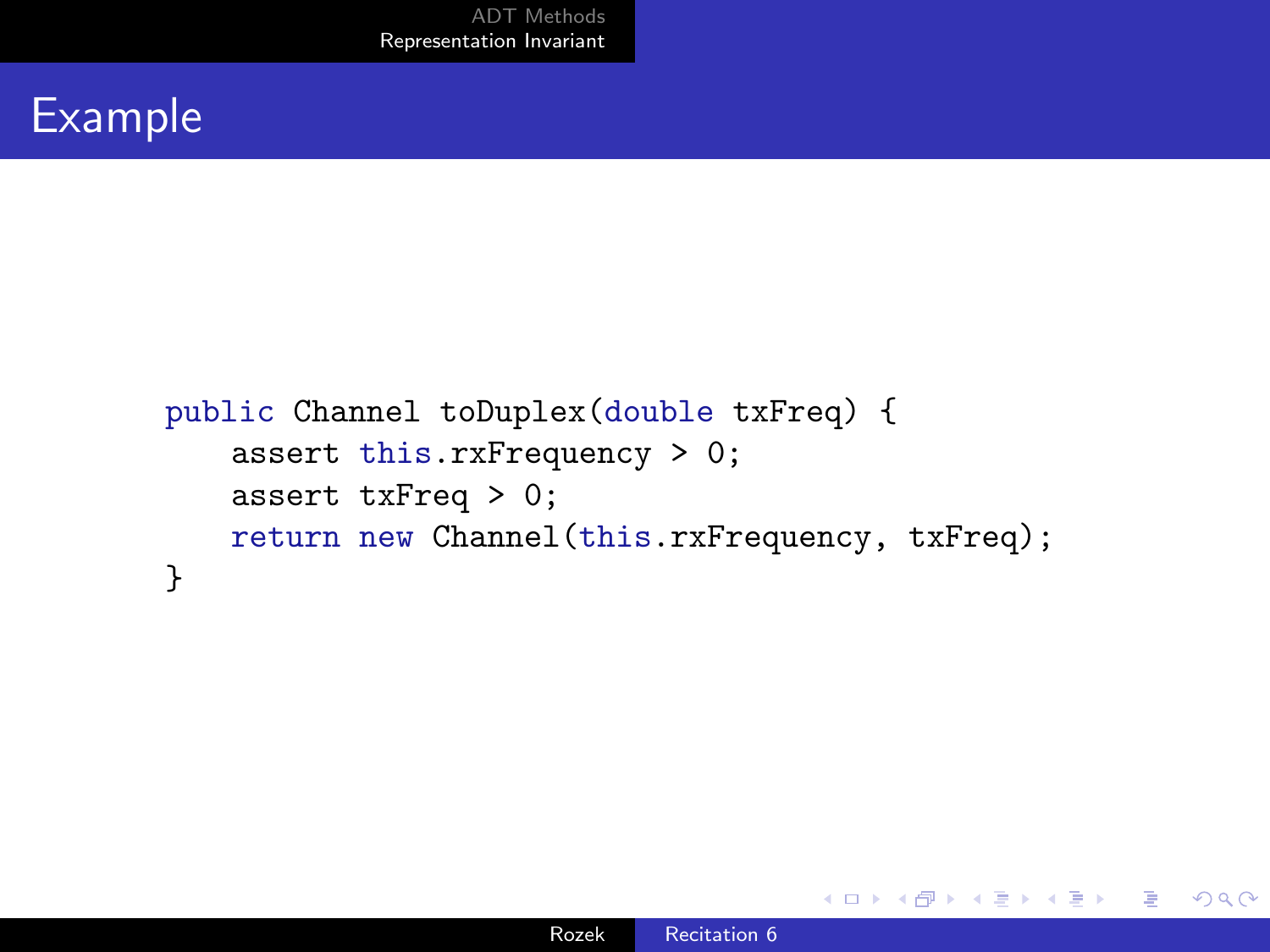# Example

```
public Channel toDuplex(double txFreq) {
    assert this.rxFrequency > 0;
    assert txFreq > 0;
    return new Channel(this.rxFrequency, txFreq);
}
```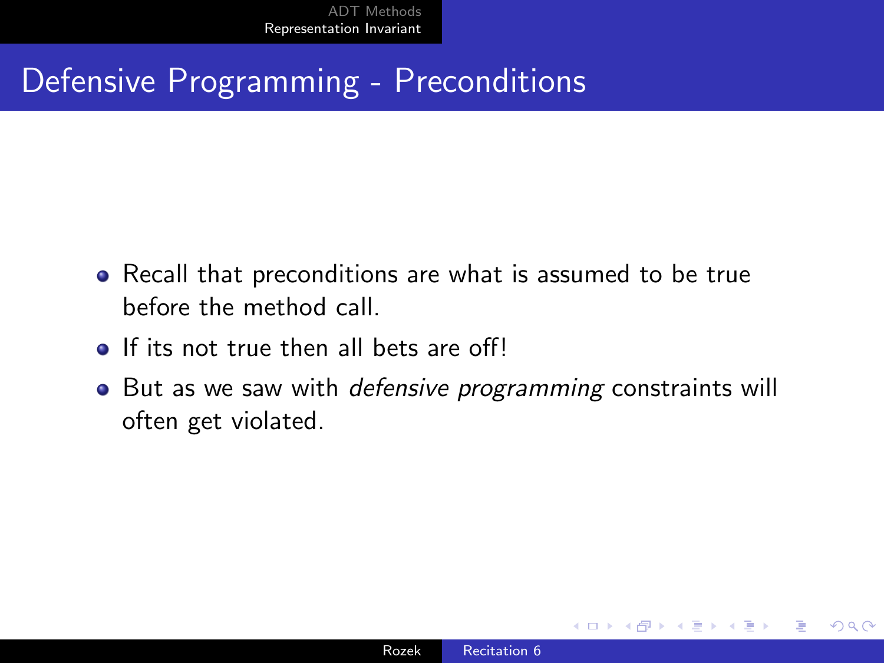# Defensive Programming - Preconditions

- Recall that preconditions are what is assumed to be true before the method call.
- If its not true then all bets are off!
- But as we saw with *defensive programming* constraints will often get violated.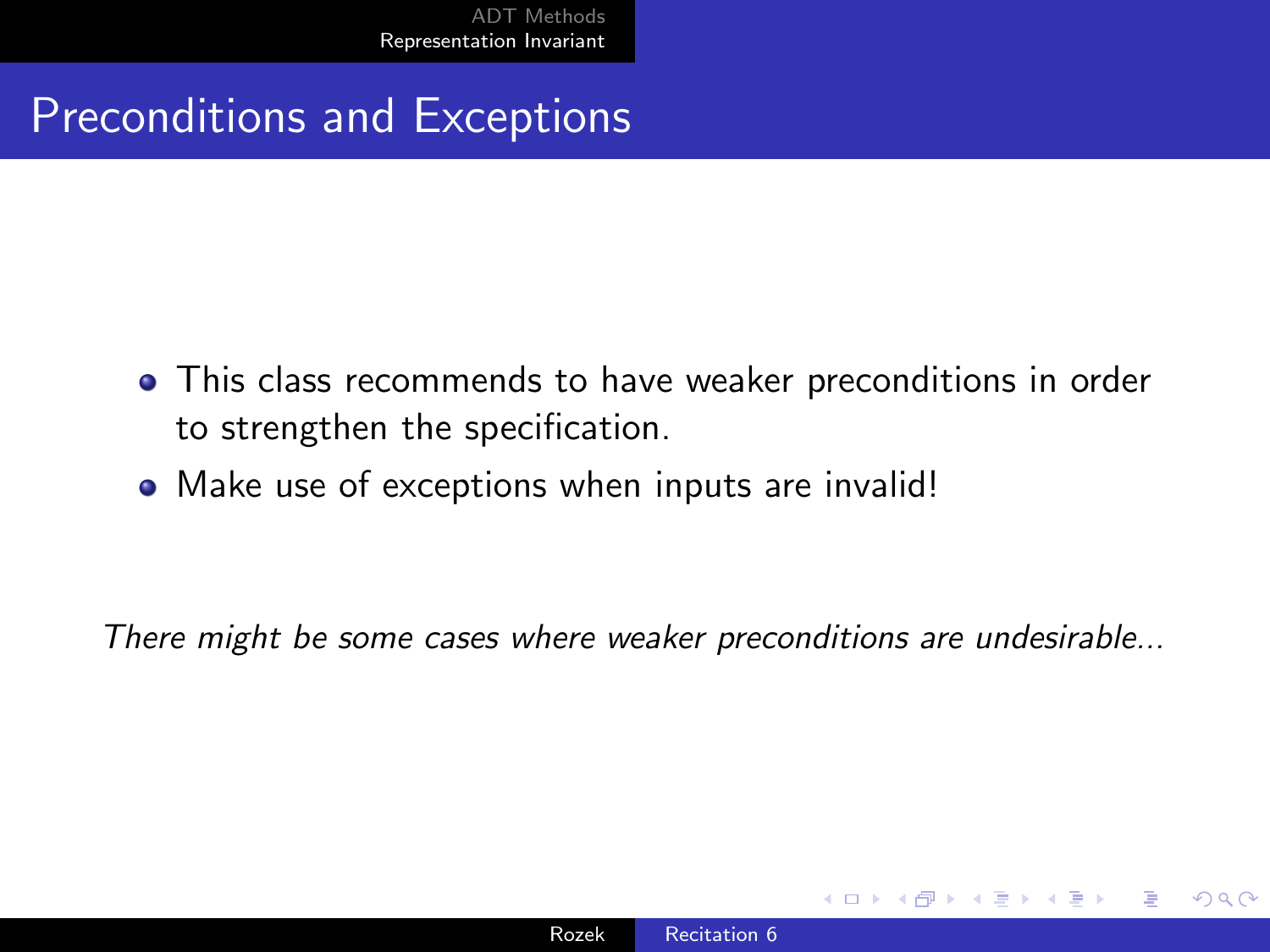## Preconditions and Exceptions

- This class recommends to have weaker preconditions in order to strengthen the specification.
- Make use of exceptions when inputs are invalid!

*There might be some cases where weaker preconditions are undesirable...*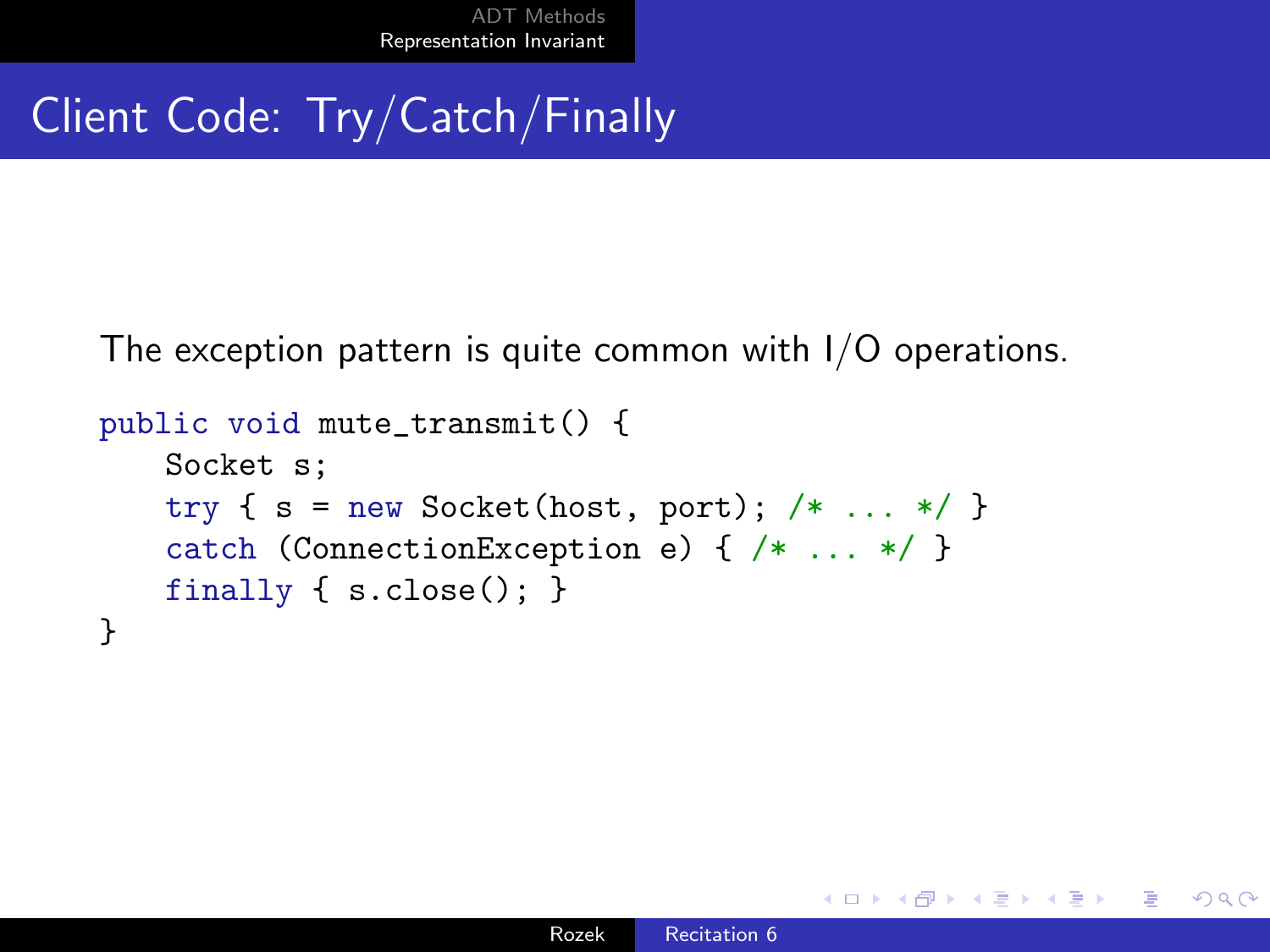# Client Code: Try/Catch/Finally

The exception pattern is quite common with I/O operations.

```
public void mute_transmit() {
    Socket s;
    try { s = new Socket(host, port); /* ... */ }
    catch (ConnectionException e) { /* ... */ }
    finally { s.close(); }
}
```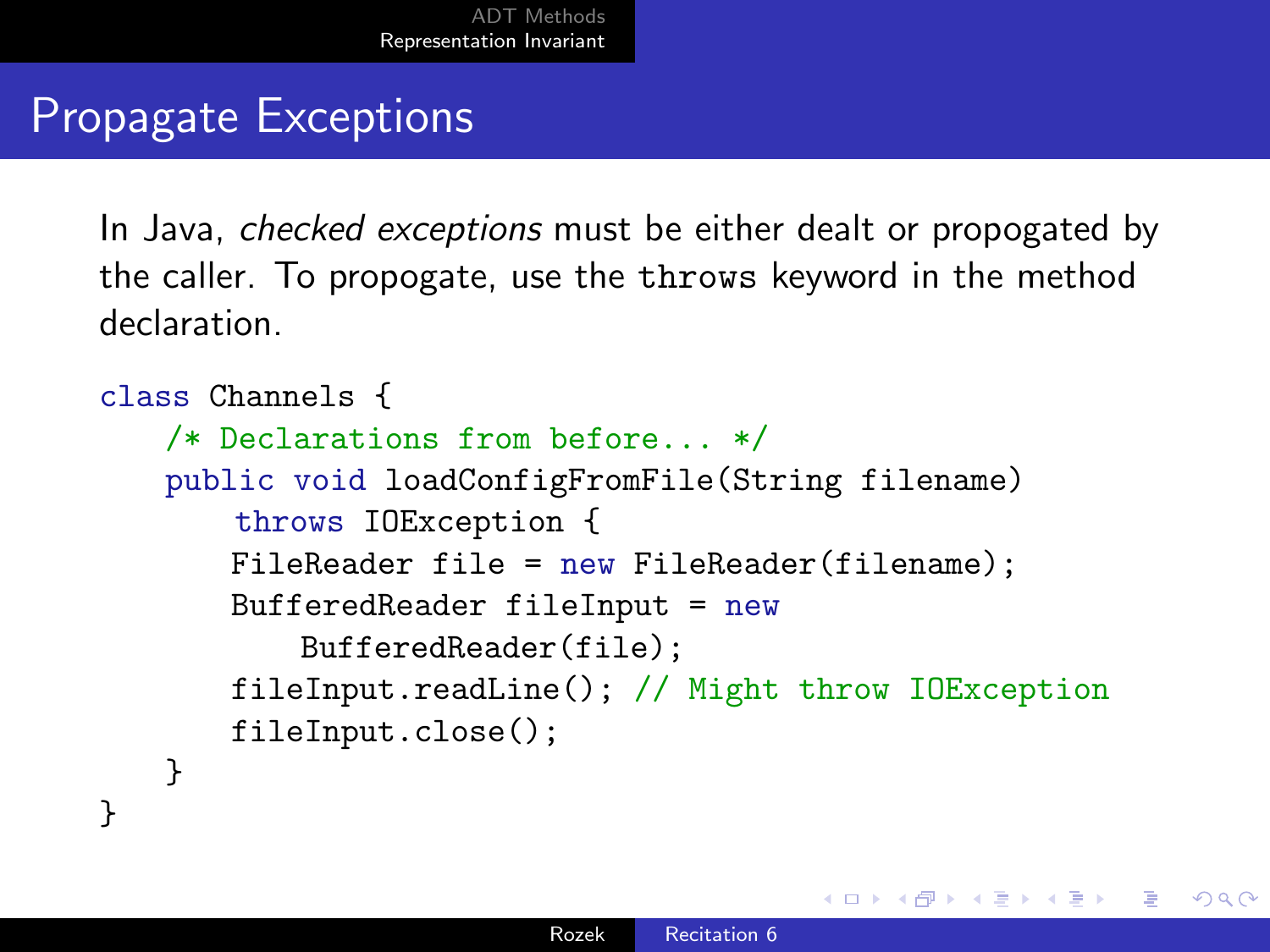# Propagate Exceptions

In Java, *checked exceptions* must be either dealt or propogated by the caller. To propogate, use the `throws` keyword in the method declaration.

```
class Channels {
    /* Declarations from before... */
    public void loadConfigFromFile(String filename)
        throws IOException {
        FileReader file = new FileReader(filename);
        BufferedReader fileInput = new
            BufferedReader(file);
        fileInput.readLine(); // Might throw IOException
        fileInput.close();
    }
}
```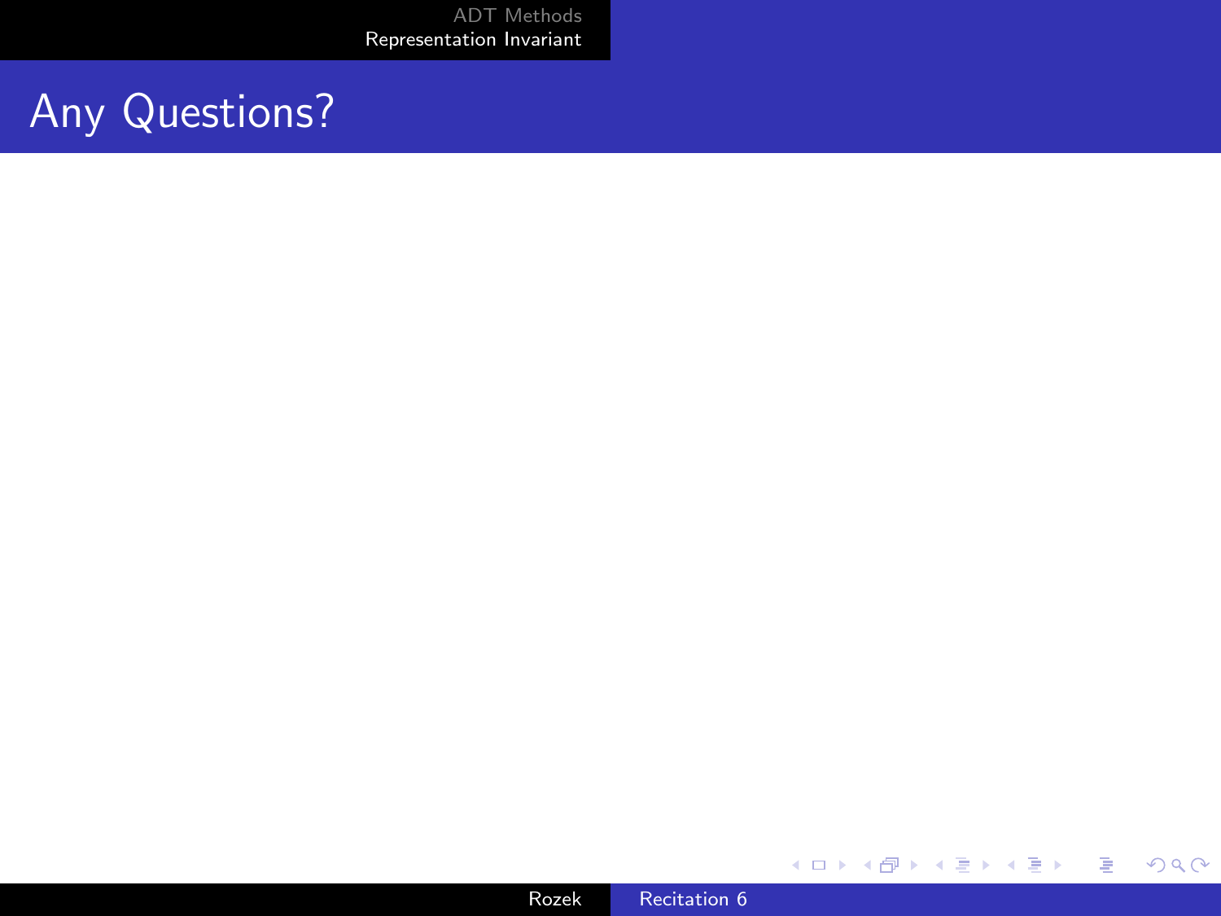# Any Questions?